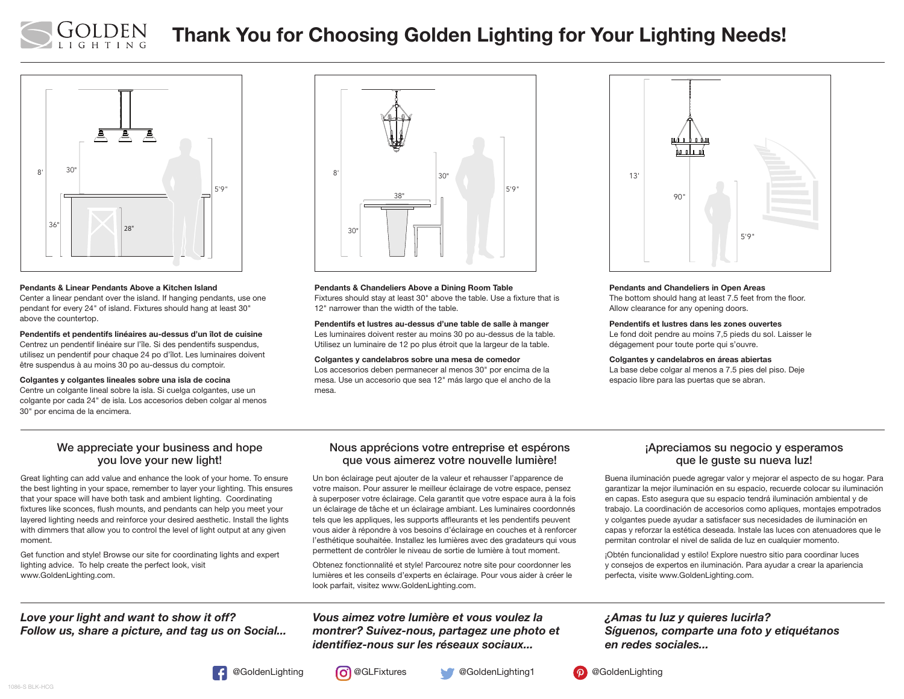# Thank You for Choosing Golden Lighting for Your Lighting Needs!

**Pendants & Linear Pendants Above a Kitchen Island**
Center a linear pendant over the island. If hanging pendants, use one pendant for every 24" of island. Fixtures should hang at least 30" above the countertop.

**Pendentifs et pendentifs linéaires au-dessus d'un îlot de cuisine**
Centrez un pendentif linéaire sur l'île. Si des pendentifs suspendus, utilisez un pendentif pour chaque 24 po d'îlot. Les luminaires doivent être suspendus à au moins 30 po au-dessus du comptoir.

**Colgantes y colgantes lineales sobre una isla de cocina**
Centre un colgante lineal sobre la isla. Si cuelga colgantes, use un colgante por cada 24" de isla. Los accesorios deben colgar al menos 30" por encima de la encimera.

**Pendants & Chandeliers Above a Dining Room Table**
Fixtures should stay at least 30" above the table. Use a fixture that is 12" narrower than the width of the table.

**Pendentifs et lustres au-dessus d'une table de salle à manger**
Les luminaires doivent rester au moins 30 po au-dessus de la table. Utilisez un luminaire de 12 po plus étroit que la largeur de la table.

**Colgantes y candelabros sobre una mesa de comedor**
Los accesorios deben permanecer al menos 30" por encima de la mesa. Use un accesorio que sea 12" más largo que el ancho de la mesa.

**Pendants and Chandeliers in Open Areas**
The bottom should hang at least 7.5 feet from the floor. Allow clearance for any opening doors.

**Pendentifs et lustres dans les zones ouvertes**
Le fond doit pendre au moins 7,5 pieds du sol. Laisser le dégagement pour toute porte qui s'ouvre.

**Colgantes y candelabros en áreas abiertas**
La base debe colgar al menos a 7.5 pies del piso. Deje espacio libre para las puertas que se abran.

## We appreciate your business and hope you love your new light!

Great lighting can add value and enhance the look of your home. To ensure the best lighting in your space, remember to layer your lighting. This ensures that your space will have both task and ambient lighting. Coordinating fixtures like sconces, flush mounts, and pendants can help you meet your layered lighting needs and reinforce your desired aesthetic. Install the lights with dimmers that allow you to control the level of light output at any given moment.

Get function and style! Browse our site for coordinating lights and expert lighting advice. To help create the perfect look, visit www.GoldenLighting.com.

## Nous apprécions votre entreprise et espérons que vous aimerez votre nouvelle lumière!

Un bon éclairage peut ajouter de la valeur et rehausser l'apparence de votre maison. Pour assurer le meilleur éclairage de votre espace, pensez à superposer votre éclairage. Cela garantit que votre espace aura à la fois un éclairage de tâche et un éclairage ambiant. Les luminaires coordonnés tels que les appliques, les supports affleurants et les pendentifs peuvent vous aider à répondre à vos besoins d'éclairage en couches et à renforcer l'esthétique souhaitée. Installez les lumières avec des gradateurs qui vous permettent de contrôler le niveau de sortie de lumière à tout moment.

Obtenez fonctionnalité et style! Parcourez notre site pour coordonner les lumières et les conseils d'experts en éclairage. Pour vous aider à créer le look parfait, visitez www.GoldenLighting.com.

## ¡Apreciamos su negocio y esperamos que le guste su nueva luz!

Buena iluminación puede agregar valor y mejorar el aspecto de su hogar. Para garantizar la mejor iluminación en su espacio, recuerde colocar su iluminación en capas. Esto asegura que su espacio tendrá iluminación ambiental y de trabajo. La coordinación de accesorios como apliques, montajes empotrados y colgantes puede ayudar a satisfacer sus necesidades de iluminación en capas y reforzar la estética deseada. Instale las luces con atenuadores que le permitan controlar el nivel de salida de luz en cualquier momento.

¡Obtén funcionalidad et estilo! Explore nuestro sitio para coordinar luces y consejos de expertos en iluminación. Para ayudar a crear la apariencia perfecta, visite www.GoldenLighting.com.

***Love your light and want to show it off? Follow us, share a picture, and tag us on Social...***

***Vous aimez votre lumière et vous voulez la montrer? Suivez-nous, partagez une photo et identifiez-nous sur les réseaux sociaux...***

***¿Amas tu luz y quieres lucirla? Síguenos, comparte una foto y etiquétanos en redes sociales...***

@GoldenLighting @GLFixtures @GoldenLighting1 @GoldenLighting

1086-S BLK-HCG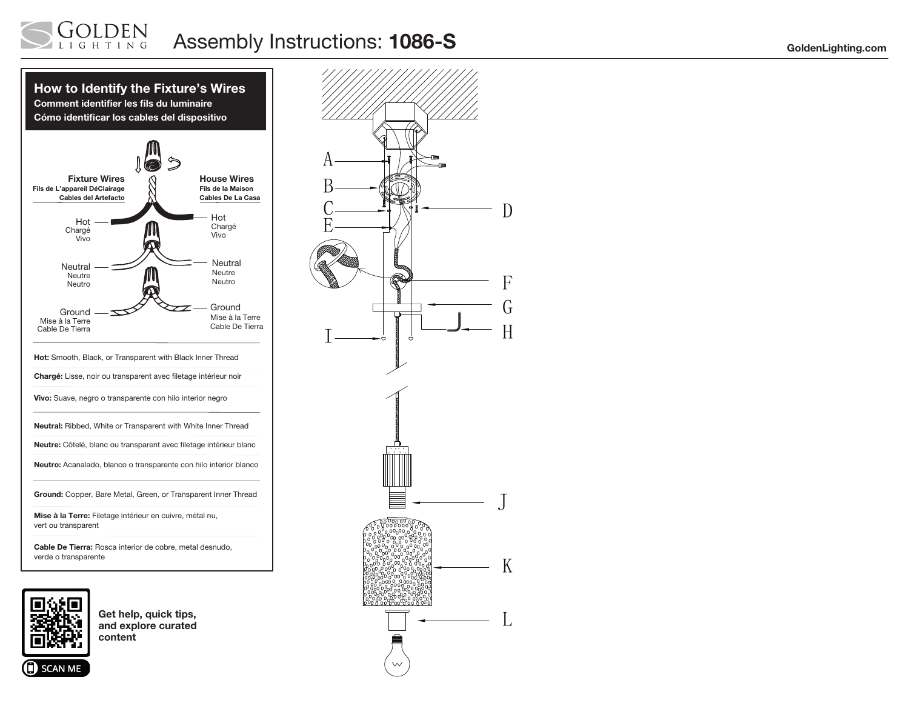# Assembly Instructions: **1086-S**

GoldenLighting.com

## How to Identify the Fixture's Wires

**Comment identifier les fils du luminaire**

**Cómo identificar los cables del dispositivo**

| Fixture Wires / Fils de L'appareil DéClairage / Cables del Artefacto | House Wires / Fils de la Maison / Cables De La Casa |
| --- | --- |
| Hot / Chargé / Vivo | Hot / Chargé / Vivo |
| Neutral / Neutre / Neutro | Neutral / Neutre / Neutro |
| Ground / Mise à la Terre / Cable De Tierra | Ground / Mise à la Terre / Cable De Tierra |

**Hot:** Smooth, Black, or Transparent with Black Inner Thread

**Chargé:** Lisse, noir ou transparent avec filetage intérieur noir

**Vivo:** Suave, negro o transparente con hilo interior negro

**Neutral:** Ribbed, White or Transparent with White Inner Thread

**Neutre:** Côtelé, blanc ou transparent avec filetage intérieur blanc

**Neutro:** Acanalado, blanco o transparente con hilo interior blanco

**Ground:** Copper, Bare Metal, Green, or Transparent Inner Thread

**Mise à la Terre:** Filetage intérieur en cuivre, métal nu, vert ou transparent

**Cable De Tierra:** Rosca interior de cobre, metal desnudo, verde o transparente

**Get help, quick tips, and explore curated content**

SCAN ME

A B C D E F G H I J K L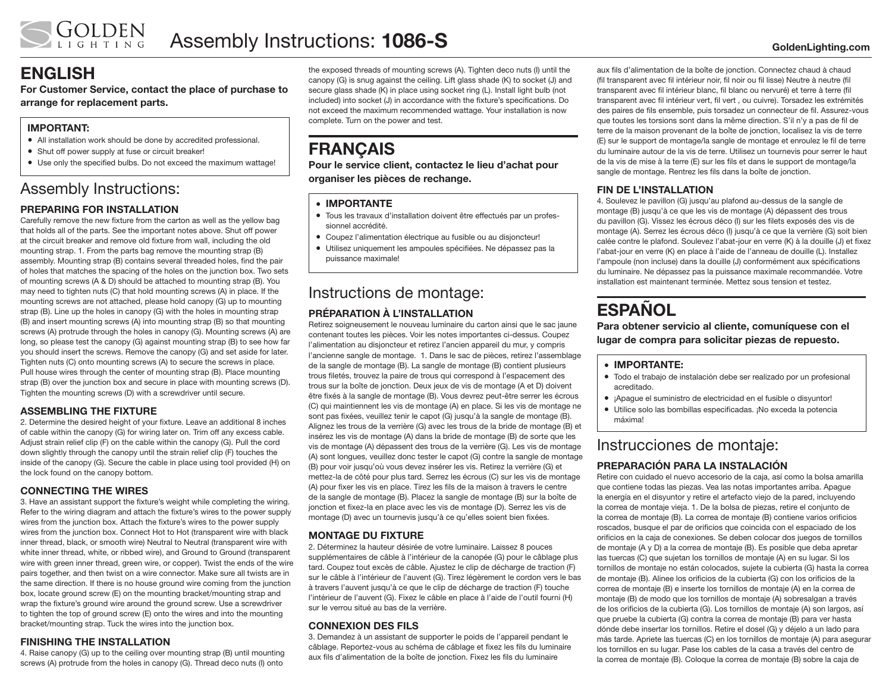# Assembly Instructions: **1086-S**

GoldenLighting.com

## ENGLISH

**For Customer Service, contact the place of purchase to arrange for replacement parts.**

**IMPORTANT:**

- All installation work should be done by accredited professional.
- Shut off power supply at fuse or circuit breaker!
- Use only the specified bulbs. Do not exceed the maximum wattage!

### Assembly Instructions:

**PREPARING FOR INSTALLATION**

Carefully remove the new fixture from the carton as well as the yellow bag that holds all of the parts. See the important notes above. Shut off power at the circuit breaker and remove old fixture from wall, including the old mounting strap. 1. From the parts bag remove the mounting strap (B) assembly. Mounting strap (B) contains several threaded holes, find the pair of holes that matches the spacing of the holes on the junction box. Two sets of mounting screws (A & D) should be attached to mounting strap (B). You may need to tighten nuts (C) that hold mounting screws (A) in place. If the mounting screws are not attached, please hold canopy (G) up to mounting strap (B). Line up the holes in canopy (G) with the holes in mounting strap (B) and insert mounting screws (A) into mounting strap (B) so that mounting screws (A) protrude through the holes in canopy (G). Mounting screws (A) are long, so please test the canopy (G) against mounting strap (B) to see how far you should insert the screws. Remove the canopy (G) and set aside for later. Tighten nuts (C) onto mounting screws (A) to secure the screws in place. Pull house wires through the center of mounting strap (B). Place mounting strap (B) over the junction box and secure in place with mounting screws (D). Tighten the mounting screws (D) with a screwdriver until secure.

**ASSEMBLING THE FIXTURE**

2. Determine the desired height of your fixture. Leave an additional 8 inches of cable within the canopy (G) for wiring later on. Trim off any excess cable. Adjust strain relief clip (F) on the cable within the canopy (G). Pull the cord down slightly through the canopy until the strain relief clip (F) touches the inside of the canopy (G). Secure the cable in place using tool provided (H) on the lock found on the canopy bottom.

**CONNECTING THE WIRES**

3. Have an assistant support the fixture's weight while completing the wiring. Refer to the wiring diagram and attach the fixture's wires to the power supply wires from the junction box. Attach the fixture's wires to the power supply wires from the junction box. Connect Hot to Hot (transparent wire with black inner thread, black, or smooth wire) Neutral to Neutral (transparent wire with white inner thread, white, or ribbed wire), and Ground to Ground (transparent wire with green inner thread, green wire, or copper). Twist the ends of the wire pairs together, and then twist on a wire connector. Make sure all twists are in the same direction. If there is no house ground wire coming from the junction box, locate ground screw (E) on the mounting bracket/mounting strap and wrap the fixture's ground wire around the ground screw. Use a screwdriver to tighten the top of ground screw (E) onto the wires and into the mounting bracket/mounting strap. Tuck the wires into the junction box.

**FINISHING THE INSTALLATION**

4. Raise canopy (G) up to the ceiling over mounting strap (B) until mounting screws (A) protrude from the holes in canopy (G). Thread deco nuts (I) onto the exposed threads of mounting screws (A). Tighten deco nuts (I) until the canopy (G) is snug against the ceiling. Lift glass shade (K) to socket (J) and secure glass shade (K) in place using socket ring (L). Install light bulb (not included) into socket (J) in accordance with the fixture's specifications. Do not exceed the maximum recommended wattage. Your installation is now complete. Turn on the power and test.

## FRANÇAIS

**Pour le service client, contactez le lieu d'achat pour organiser les pièces de rechange.**

- **IMPORTANTE**
- Tous les travaux d'installation doivent être effectués par un professionnel accrédité.
- Coupez l'alimentation électrique au fusible ou au disjoncteur!
- Utilisez uniquement les ampoules spécifiées. Ne dépassez pas la puissance maximale!

### Instructions de montage:

**PRÉPARATION À L'INSTALLATION**

Retirez soigneusement le nouveau luminaire du carton ainsi que le sac jaune contenant toutes les pièces. Voir les notes importantes ci-dessus. Coupez l'alimentation au disjoncteur et retirez l'ancien appareil du mur, y compris l'ancienne sangle de montage. 1. Dans le sac de pièces, retirez l'assemblage de la sangle de montage (B). La sangle de montage (B) contient plusieurs trous filetés, trouvez la paire de trous qui correspond à l'espacement des trous sur la boîte de jonction. Deux jeux de vis de montage (A et D) doivent être fixés à la sangle de montage (B). Vous devrez peut-être serrer les écrous (C) qui maintiennent les vis de montage (A) en place. Si les vis de montage ne sont pas fixées, veuillez tenir le capot (G) jusqu'à la sangle de montage (B). Alignez les trous de la verrière (G) avec les trous de la bride de montage (B) et insérez les vis de montage (A) dans la bride de montage (B) de sorte que les vis de montage (A) dépassent des trous de la verrière (G). Les vis de montage (A) sont longues, veuillez donc tester le capot (G) contre la sangle de montage (B) pour voir jusqu'où vous devez insérer les vis. Retirez la verrière (G) et mettez-la de côté pour plus tard. Serrez les écrous (C) sur les vis de montage (A) pour fixer les vis en place. Tirez les fils de la maison à travers le centre de la sangle de montage (B). Placez la sangle de montage (B) sur la boîte de jonction et fixez-la en place avec les vis de montage (D). Serrez les vis de montage (D) avec un tournevis jusqu'à ce qu'elles soient bien fixées.

**MONTAGE DU FIXTURE**

2. Déterminez la hauteur désirée de votre luminaire. Laissez 8 pouces supplémentaires de câble à l'intérieur de la canopée (G) pour le câblage plus tard. Coupez tout excès de câble. Ajustez le clip de décharge de traction (F) sur le câble à l'intérieur de l'auvent (G). Tirez légèrement le cordon vers le bas à travers l'auvent jusqu'à ce que le clip de décharge de traction (F) touche l'intérieur de l'auvent (G). Fixez le câble en place à l'aide de l'outil fourni (H) sur le verrou situé au bas de la verrière.

**CONNEXION DES FILS**

3. Demandez à un assistant de supporter le poids de l'appareil pendant le câblage. Reportez-vous au schéma de câblage et fixez les fils du luminaire aux fils d'alimentation de la boîte de jonction. Fixez les fils du luminaire aux fils d'alimentation de la boîte de jonction. Connectez chaud à chaud (fil transparent avec fil intérieur noir, fil noir ou fil lisse) Neutre à neutre (fil transparent avec fil intérieur blanc, fil blanc ou nervuré) et terre à terre (fil transparent avec fil intérieur vert, fil vert , ou cuivre). Torsadez les extrémités des paires de fils ensemble, puis torsadez un connecteur de fil. Assurez-vous que toutes les torsions sont dans la même direction. S'il n'y a pas de fil de terre de la maison provenant de la boîte de jonction, localisez la vis de terre (E) sur le support de montage/la sangle de montage et enroulez le fil de terre du luminaire autour de la vis de terre. Utilisez un tournevis pour serrer le haut de la vis de mise à la terre (E) sur les fils et dans le support de montage/la sangle de montage. Rentrez les fils dans la boîte de jonction.

**FIN DE L'INSTALLATION**

4. Soulevez le pavillon (G) jusqu'au plafond au-dessus de la sangle de montage (B) jusqu'à ce que les vis de montage (A) dépassent des trous du pavillon (G). Vissez les écrous déco (I) sur les filets exposés des vis de montage (A). Serrez les écrous déco (I) jusqu'à ce que la verrière (G) soit bien calée contre le plafond. Soulevez l'abat-jour en verre (K) à la douille (J) et fixez l'abat-jour en verre (K) en place à l'aide de l'anneau de douille (L). Installez l'ampoule (non incluse) dans la douille (J) conformément aux spécifications du luminaire. Ne dépassez pas la puissance maximale recommandée. Votre installation est maintenant terminée. Mettez sous tension et testez.

## ESPAÑOL

**Para obtener servicio al cliente, comuníquese con el lugar de compra para solicitar piezas de repuesto.**

- **IMPORTANTE:**
- Todo el trabajo de instalación debe ser realizado por un profesional acreditado.
- ¡Apague el suministro de electricidad en el fusible o disyuntor!
- Utilice solo las bombillas especificadas. ¡No exceda la potencia máxima!

### Instrucciones de montaje:

**PREPARACIÓN PARA LA INSTALACIÓN**

Retire con cuidado el nuevo accesorio de la caja, así como la bolsa amarilla que contiene todas las piezas. Vea las notas importantes arriba. Apague la energía en el disyuntor y retire el artefacto viejo de la pared, incluyendo la correa de montaje vieja. 1. De la bolsa de piezas, retire el conjunto de la correa de montaje (B). La correa de montaje (B) contiene varios orificios roscados, busque el par de orificios que coincida con el espaciado de los orificios en la caja de conexiones. Se deben colocar dos juegos de tornillos de montaje (A y D) a la correa de montaje (B). Es posible que deba apretar las tuercas (C) que sujetan los tornillos de montaje (A) en su lugar. Si los tornillos de montaje no están colocados, sujete la cubierta (G) hasta la correa de montaje (B). Alinee los orificios de la cubierta (G) con los orificios de la correa de montaje (B) e inserte los tornillos de montaje (A) en la correa de montaje (B) de modo que los tornillos de montaje (A) sobresalgan a través de los orificios de la cubierta (G). Los tornillos de montaje (A) son largos, así que pruebe la cubierta (G) contra la correa de montaje (B) para ver hasta dónde debe insertar los tornillos. Retire el dosel (G) y déjelo a un lado para más tarde. Apriete las tuercas (C) en los tornillos de montaje (A) para asegurar los tornillos en su lugar. Pase los cables de la casa a través del centro de la correa de montaje (B). Coloque la correa de montaje (B) sobre la caja de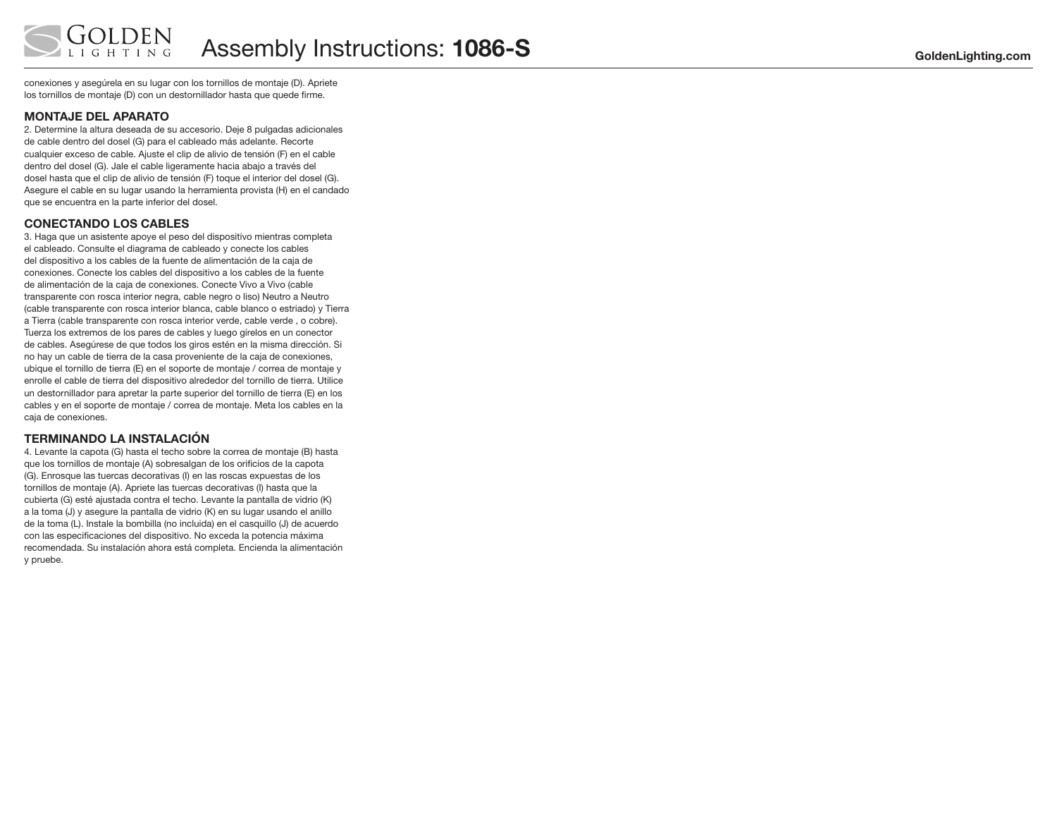conexiones y asegúrela en su lugar con los tornillos de montaje (D). Apriete los tornillos de montaje (D) con un destornillador hasta que quede firme.

### MONTAJE DEL APARATO

2. Determine la altura deseada de su accesorio. Deje 8 pulgadas adicionales de cable dentro del dosel (G) para el cableado más adelante. Recorte cualquier exceso de cable. Ajuste el clip de alivio de tensión (F) en el cable dentro del dosel (G). Jale el cable ligeramente hacia abajo a través del dosel hasta que el clip de alivio de tensión (F) toque el interior del dosel (G). Asegure el cable en su lugar usando la herramienta provista (H) en el candado que se encuentra en la parte inferior del dosel.

### CONECTANDO LOS CABLES

3. Haga que un asistente apoye el peso del dispositivo mientras completa el cableado. Consulte el diagrama de cableado y conecte los cables del dispositivo a los cables de la fuente de alimentación de la caja de conexiones. Conecte los cables del dispositivo a los cables de la fuente de alimentación de la caja de conexiones. Conecte Vivo a Vivo (cable transparente con rosca interior negra, cable negro o liso) Neutro a Neutro (cable transparente con rosca interior blanca, cable blanco o estriado) y Tierra a Tierra (cable transparente con rosca interior verde, cable verde , o cobre). Tuerza los extremos de los pares de cables y luego gírelos en un conector de cables. Asegúrese de que todos los giros estén en la misma dirección. Si no hay un cable de tierra de la casa proveniente de la caja de conexiones, ubique el tornillo de tierra (E) en el soporte de montaje / correa de montaje y enrolle el cable de tierra del dispositivo alrededor del tornillo de tierra. Utilice un destornillador para apretar la parte superior del tornillo de tierra (E) en los cables y en el soporte de montaje / correa de montaje. Meta los cables en la caja de conexiones.

### TERMINANDO LA INSTALACIÓN

4. Levante la capota (G) hasta el techo sobre la correa de montaje (B) hasta que los tornillos de montaje (A) sobresalgan de los orificios de la capota (G). Enrosque las tuercas decorativas (I) en las roscas expuestas de los tornillos de montaje (A). Apriete las tuercas decorativas (I) hasta que la cubierta (G) esté ajustada contra el techo. Levante la pantalla de vidrio (K) a la toma (J) y asegure la pantalla de vidrio (K) en su lugar usando el anillo de la toma (L). Instale la bombilla (no incluida) en el casquillo (J) de acuerdo con las especificaciones del dispositivo. No exceda la potencia máxima recomendada. Su instalación ahora está completa. Encienda la alimentación y pruebe.